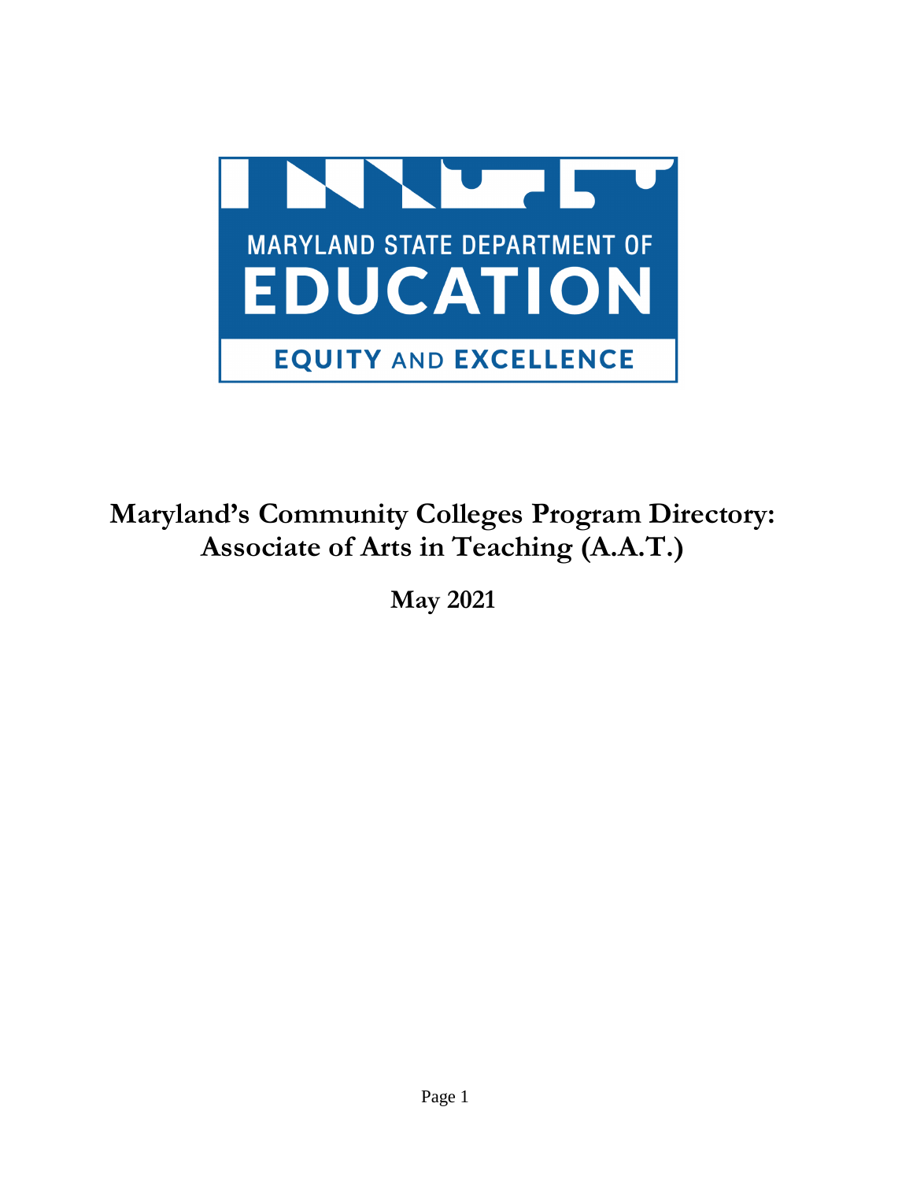MARYLAND STATE DEPARTMENT OF

EDUCATION

EQUITY AND EXCELLENCE

# Maryland's Community Colleges Program Directory: Associate of Arts in Teaching (A.A.T.)

**May 2021**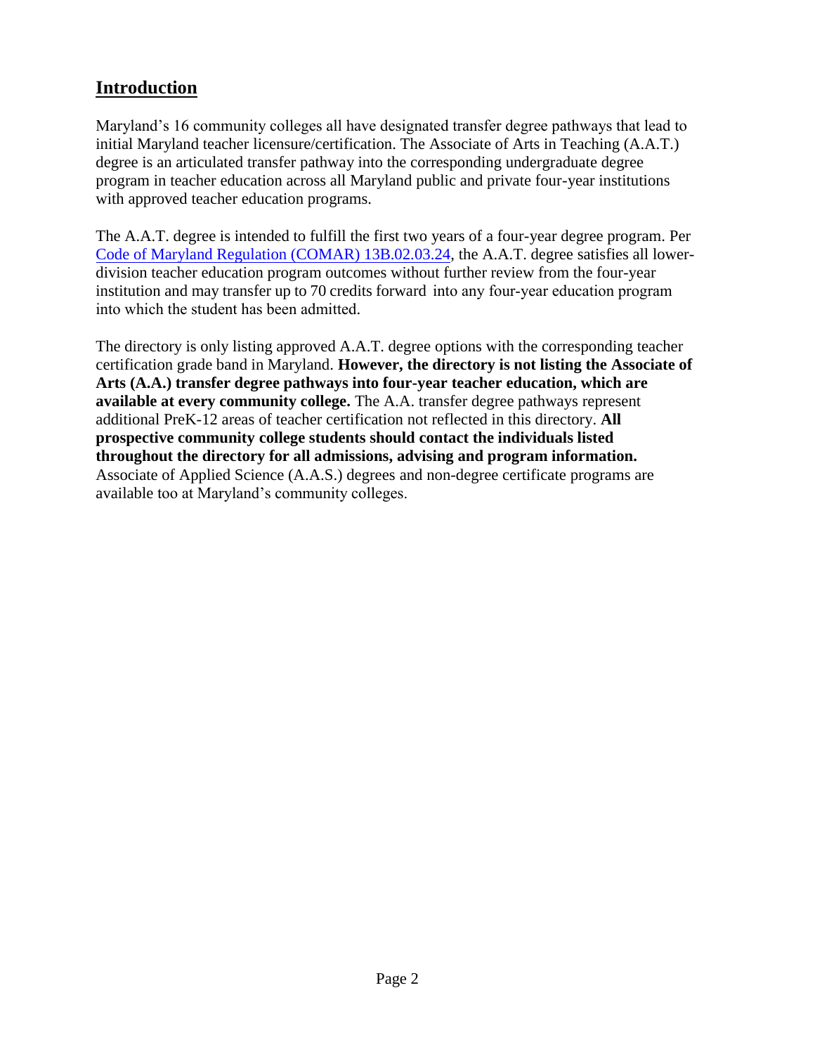## Introduction

Maryland's 16 community colleges all have designated transfer degree pathways that lead to initial Maryland teacher licensure/certification. The Associate of Arts in Teaching (A.A.T.) degree is an articulated transfer pathway into the corresponding undergraduate degree program in teacher education across all Maryland public and private four-year institutions with approved teacher education programs.

The A.A.T. degree is intended to fulfill the first two years of a four-year degree program. Per Code of Maryland Regulation (COMAR) 13B.02.03.24, the A.A.T. degree satisfies all lower-division teacher education program outcomes without further review from the four-year institution and may transfer up to 70 credits forward into any four-year education program into which the student has been admitted.

The directory is only listing approved A.A.T. degree options with the corresponding teacher certification grade band in Maryland. **However, the directory is not listing the Associate of Arts (A.A.) transfer degree pathways into four-year teacher education, which are available at every community college.** The A.A. transfer degree pathways represent additional PreK-12 areas of teacher certification not reflected in this directory. **All prospective community college students should contact the individuals listed throughout the directory for all admissions, advising and program information.** Associate of Applied Science (A.A.S.) degrees and non-degree certificate programs are available too at Maryland's community colleges.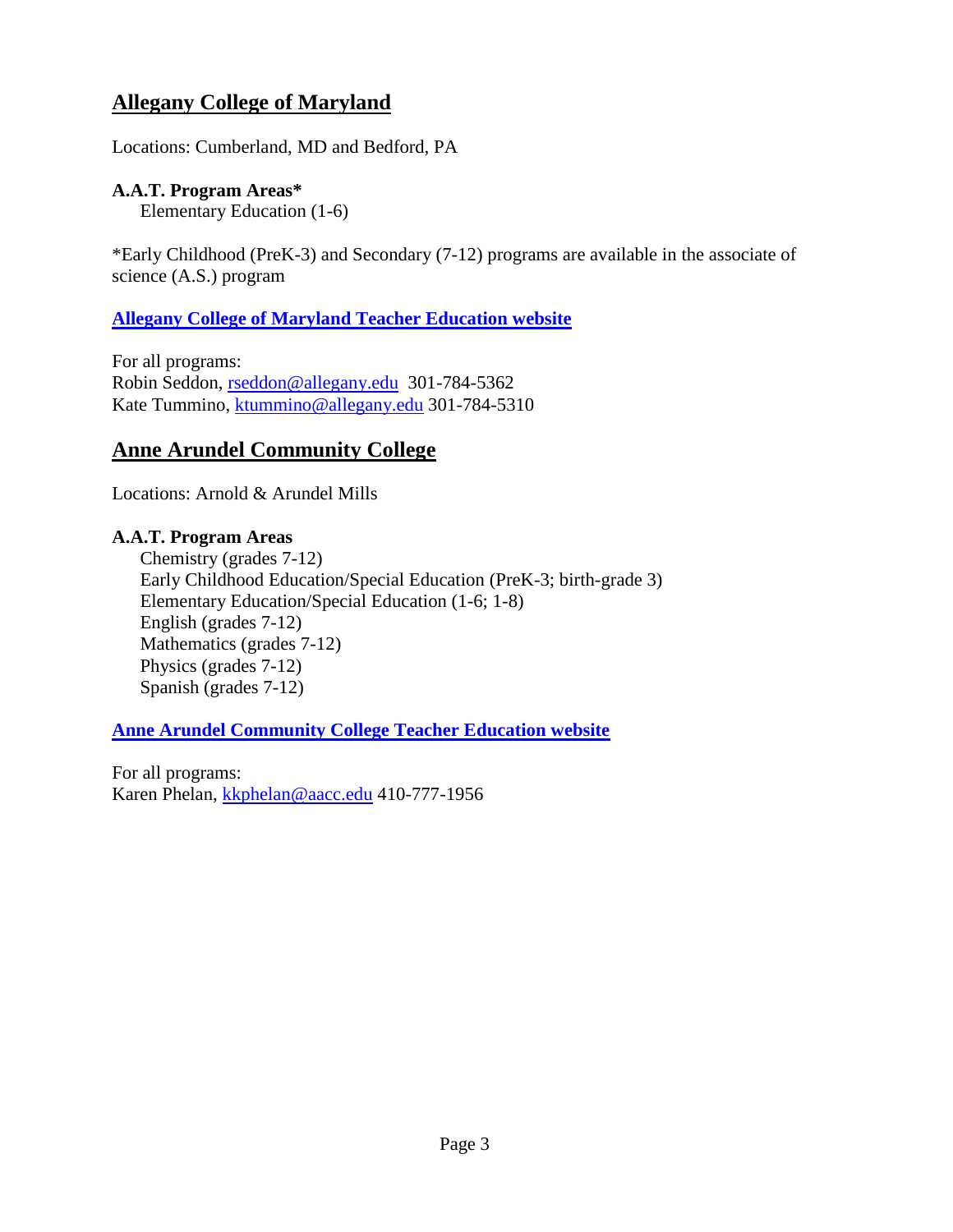## Allegany College of Maryland

Locations: Cumberland, MD and Bedford, PA

**A.A.T. Program Areas***

Elementary Education (1-6)

*Early Childhood (PreK-3) and Secondary (7-12) programs are available in the associate of science (A.S.) program

**Allegany College of Maryland Teacher Education website**

For all programs:
Robin Seddon, rseddon@allegany.edu 301-784-5362
Kate Tummino, ktummino@allegany.edu 301-784-5310

## Anne Arundel Community College

Locations: Arnold & Arundel Mills

**A.A.T. Program Areas**

Chemistry (grades 7-12)
Early Childhood Education/Special Education (PreK-3; birth-grade 3)
Elementary Education/Special Education (1-6; 1-8)
English (grades 7-12)
Mathematics (grades 7-12)
Physics (grades 7-12)
Spanish (grades 7-12)

**Anne Arundel Community College Teacher Education website**

For all programs:
Karen Phelan, kkphelan@aacc.edu 410-777-1956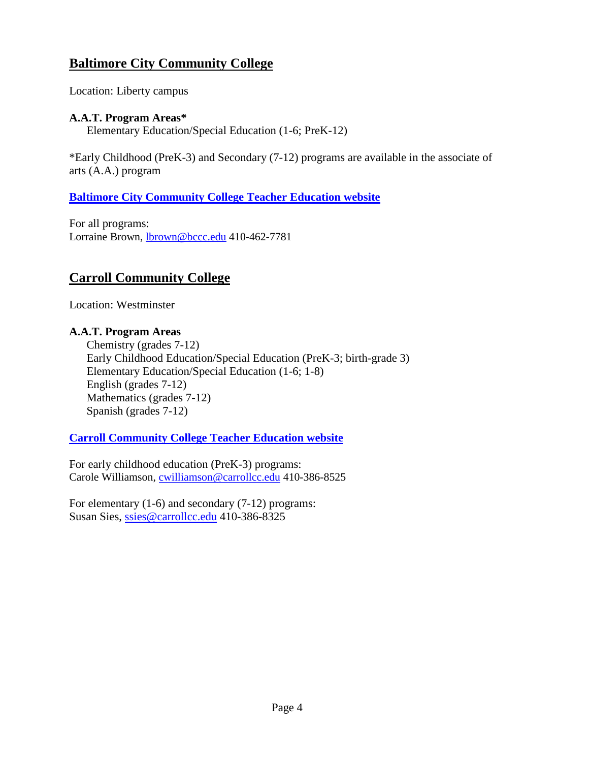## Baltimore City Community College

Location: Liberty campus

**A.A.T. Program Areas***

Elementary Education/Special Education (1-6; PreK-12)

*Early Childhood (PreK-3) and Secondary (7-12) programs are available in the associate of arts (A.A.) program

**Baltimore City Community College Teacher Education website**

For all programs:
Lorraine Brown, lbrown@bccc.edu 410-462-7781

## Carroll Community College

Location: Westminster

**A.A.T. Program Areas**

Chemistry (grades 7-12)
Early Childhood Education/Special Education (PreK-3; birth-grade 3)
Elementary Education/Special Education (1-6; 1-8)
English (grades 7-12)
Mathematics (grades 7-12)
Spanish (grades 7-12)

**Carroll Community College Teacher Education website**

For early childhood education (PreK-3) programs:
Carole Williamson, cwilliamson@carrollcc.edu 410-386-8525

For elementary (1-6) and secondary (7-12) programs:
Susan Sies, ssies@carrollcc.edu 410-386-8325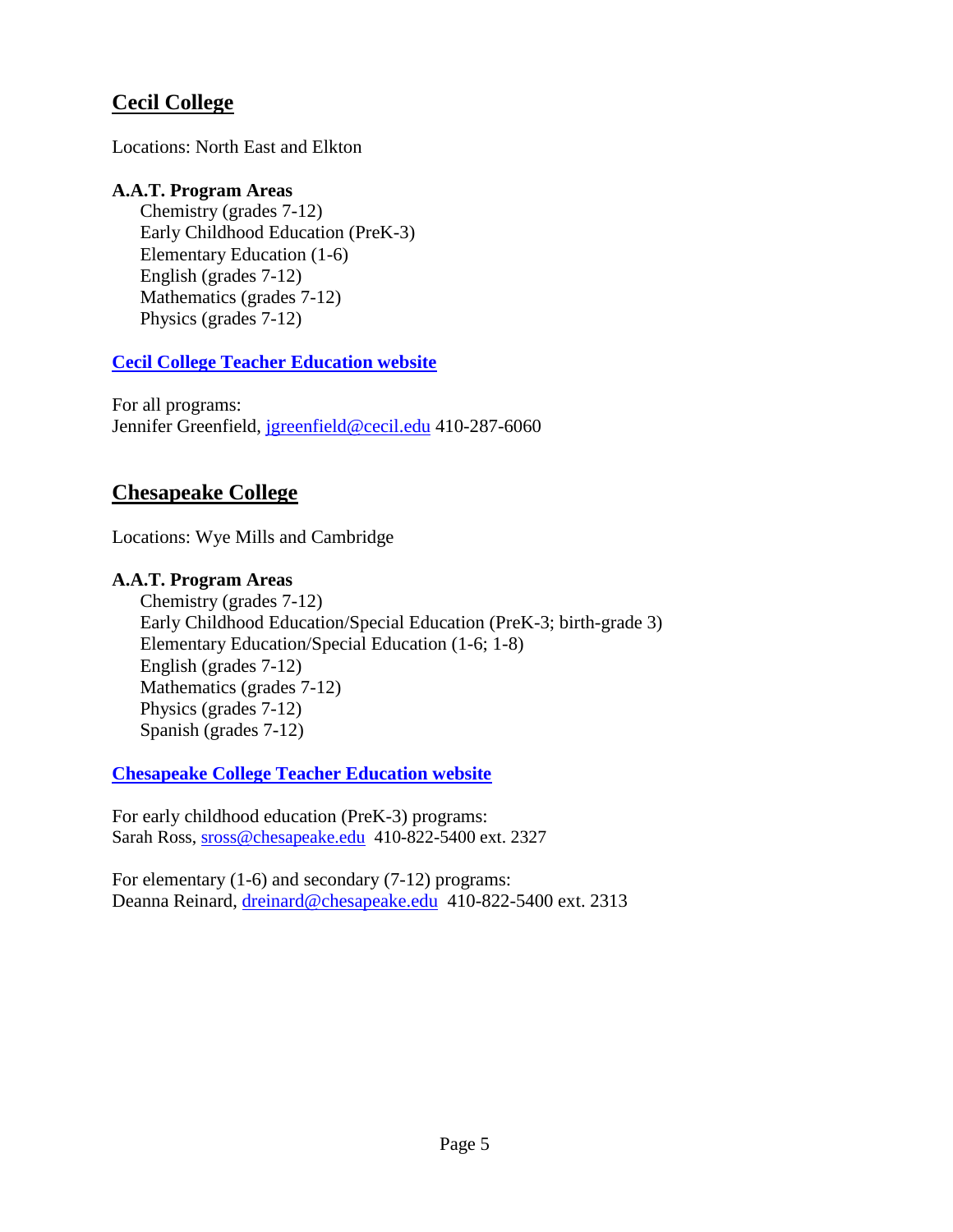## Cecil College

Locations: North East and Elkton

**A.A.T. Program Areas**

- Chemistry (grades 7-12)
- Early Childhood Education (PreK-3)
- Elementary Education (1-6)
- English (grades 7-12)
- Mathematics (grades 7-12)
- Physics (grades 7-12)

**Cecil College Teacher Education website**

For all programs:
Jennifer Greenfield, jgreenfield@cecil.edu 410-287-6060

## Chesapeake College

Locations: Wye Mills and Cambridge

**A.A.T. Program Areas**

- Chemistry (grades 7-12)
- Early Childhood Education/Special Education (PreK-3; birth-grade 3)
- Elementary Education/Special Education (1-6; 1-8)
- English (grades 7-12)
- Mathematics (grades 7-12)
- Physics (grades 7-12)
- Spanish (grades 7-12)

**Chesapeake College Teacher Education website**

For early childhood education (PreK-3) programs:
Sarah Ross, sross@chesapeake.edu 410-822-5400 ext. 2327

For elementary (1-6) and secondary (7-12) programs:
Deanna Reinard, dreinard@chesapeake.edu 410-822-5400 ext. 2313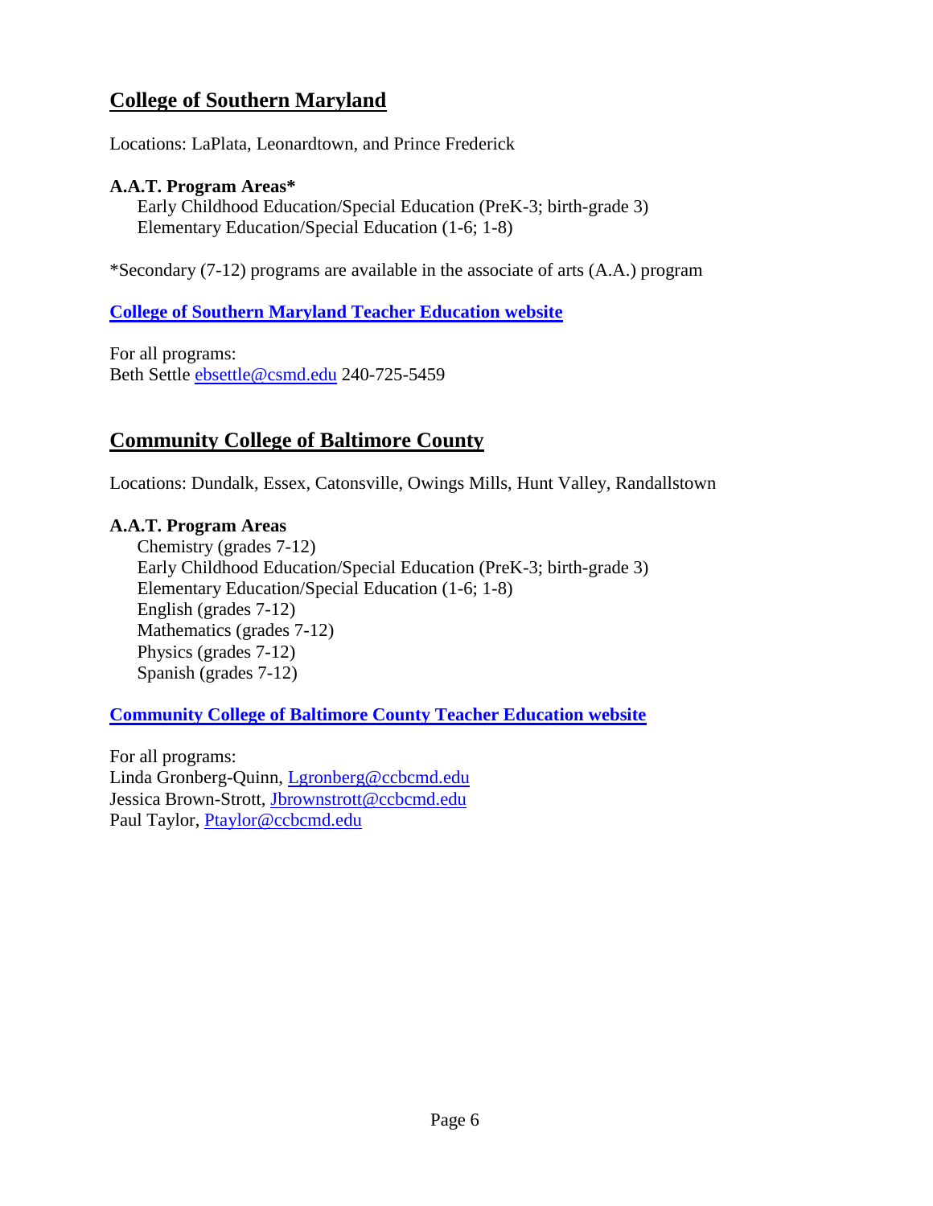## College of Southern Maryland

Locations: LaPlata, Leonardtown, and Prince Frederick

**A.A.T. Program Areas***

- Early Childhood Education/Special Education (PreK-3; birth-grade 3)
- Elementary Education/Special Education (1-6; 1-8)

*Secondary (7-12) programs are available in the associate of arts (A.A.) program

**College of Southern Maryland Teacher Education website**

For all programs:
Beth Settle ebsettle@csmd.edu 240-725-5459

## Community College of Baltimore County

Locations: Dundalk, Essex, Catonsville, Owings Mills, Hunt Valley, Randallstown

**A.A.T. Program Areas**

- Chemistry (grades 7-12)
- Early Childhood Education/Special Education (PreK-3; birth-grade 3)
- Elementary Education/Special Education (1-6; 1-8)
- English (grades 7-12)
- Mathematics (grades 7-12)
- Physics (grades 7-12)
- Spanish (grades 7-12)

**Community College of Baltimore County Teacher Education website**

For all programs:
Linda Gronberg-Quinn, Lgronberg@ccbcmd.edu
Jessica Brown-Strott, Jbrownstrott@ccbcmd.edu
Paul Taylor, Ptaylor@ccbcmd.edu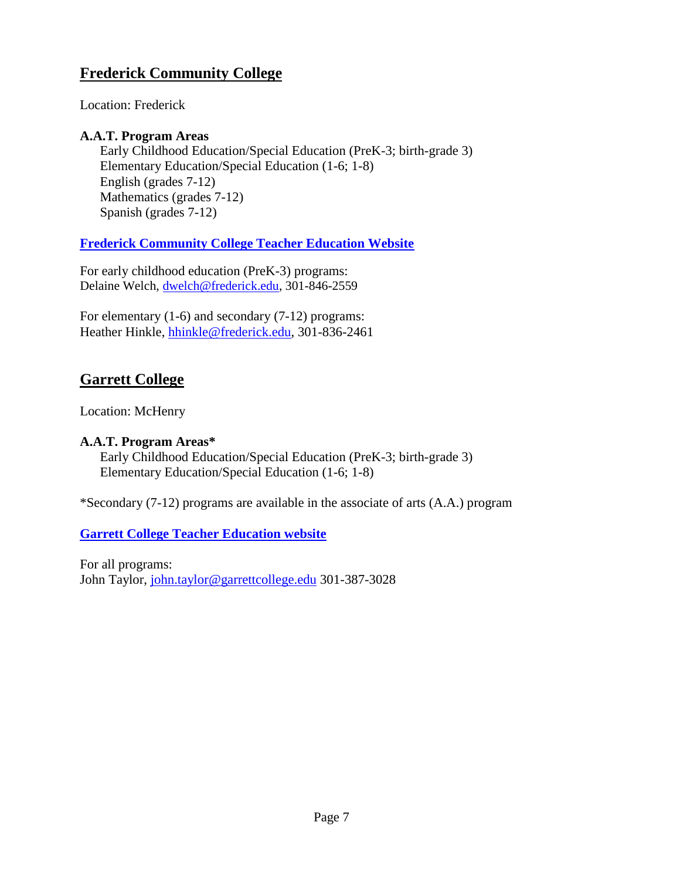## Frederick Community College

Location: Frederick

**A.A.T. Program Areas**

Early Childhood Education/Special Education (PreK-3; birth-grade 3)
Elementary Education/Special Education (1-6; 1-8)
English (grades 7-12)
Mathematics (grades 7-12)
Spanish (grades 7-12)

**Frederick Community College Teacher Education Website**

For early childhood education (PreK-3) programs:
Delaine Welch, dwelch@frederick.edu, 301-846-2559

For elementary (1-6) and secondary (7-12) programs:
Heather Hinkle, hhinkle@frederick.edu, 301-836-2461

## Garrett College

Location: McHenry

**A.A.T. Program Areas***

Early Childhood Education/Special Education (PreK-3; birth-grade 3)
Elementary Education/Special Education (1-6; 1-8)

*Secondary (7-12) programs are available in the associate of arts (A.A.) program

**Garrett College Teacher Education website**

For all programs:
John Taylor, john.taylor@garrettcollege.edu 301-387-3028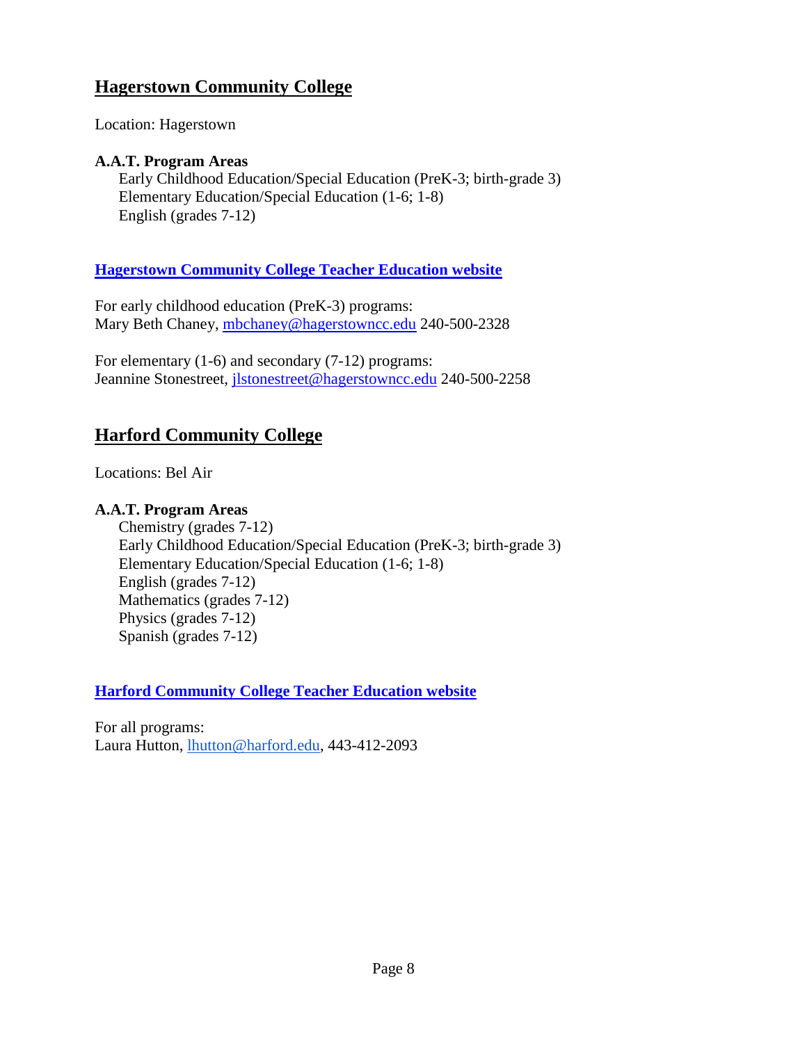## Hagerstown Community College

Location: Hagerstown

**A.A.T. Program Areas**

- Early Childhood Education/Special Education (PreK-3; birth-grade 3)
- Elementary Education/Special Education (1-6; 1-8)
- English (grades 7-12)

**Hagerstown Community College Teacher Education website**

For early childhood education (PreK-3) programs:
Mary Beth Chaney, mbchaney@hagerstowncc.edu 240-500-2328

For elementary (1-6) and secondary (7-12) programs:
Jeannine Stonestreet, jlstonestreet@hagerstowncc.edu 240-500-2258

## Harford Community College

Locations: Bel Air

**A.A.T. Program Areas**

- Chemistry (grades 7-12)
- Early Childhood Education/Special Education (PreK-3; birth-grade 3)
- Elementary Education/Special Education (1-6; 1-8)
- English (grades 7-12)
- Mathematics (grades 7-12)
- Physics (grades 7-12)
- Spanish (grades 7-12)

**Harford Community College Teacher Education website**

For all programs:
Laura Hutton, lhutton@harford.edu, 443-412-2093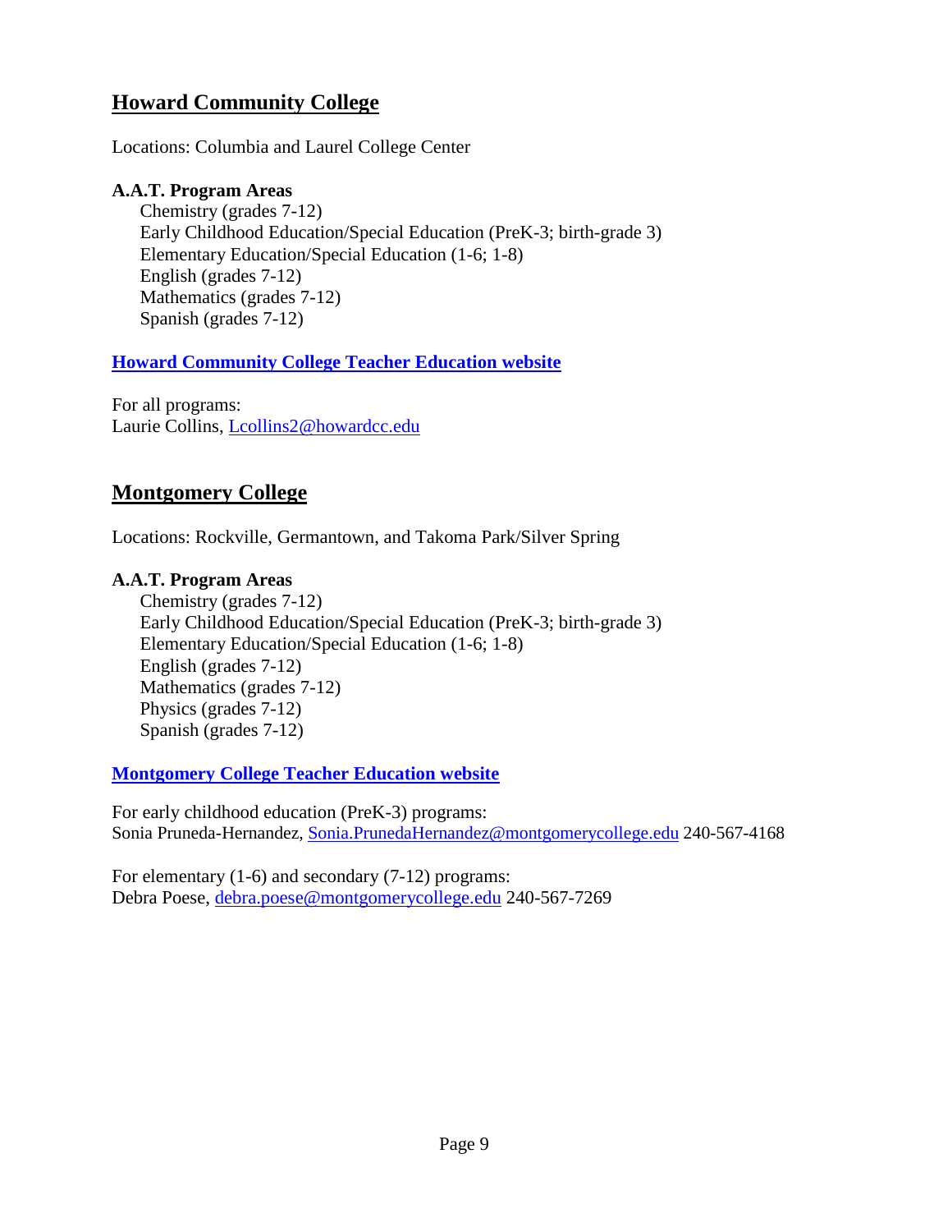## Howard Community College

Locations: Columbia and Laurel College Center

**A.A.T. Program Areas**

- Chemistry (grades 7-12)
- Early Childhood Education/Special Education (PreK-3; birth-grade 3)
- Elementary Education/Special Education (1-6; 1-8)
- English (grades 7-12)
- Mathematics (grades 7-12)
- Spanish (grades 7-12)

**Howard Community College Teacher Education website**

For all programs:
Laurie Collins, Lcollins2@howardcc.edu

## Montgomery College

Locations: Rockville, Germantown, and Takoma Park/Silver Spring

**A.A.T. Program Areas**

- Chemistry (grades 7-12)
- Early Childhood Education/Special Education (PreK-3; birth-grade 3)
- Elementary Education/Special Education (1-6; 1-8)
- English (grades 7-12)
- Mathematics (grades 7-12)
- Physics (grades 7-12)
- Spanish (grades 7-12)

**Montgomery College Teacher Education website**

For early childhood education (PreK-3) programs:
Sonia Pruneda-Hernandez, Sonia.PrunedaHernandez@montgomerycollege.edu 240-567-4168

For elementary (1-6) and secondary (7-12) programs:
Debra Poese, debra.poese@montgomerycollege.edu 240-567-7269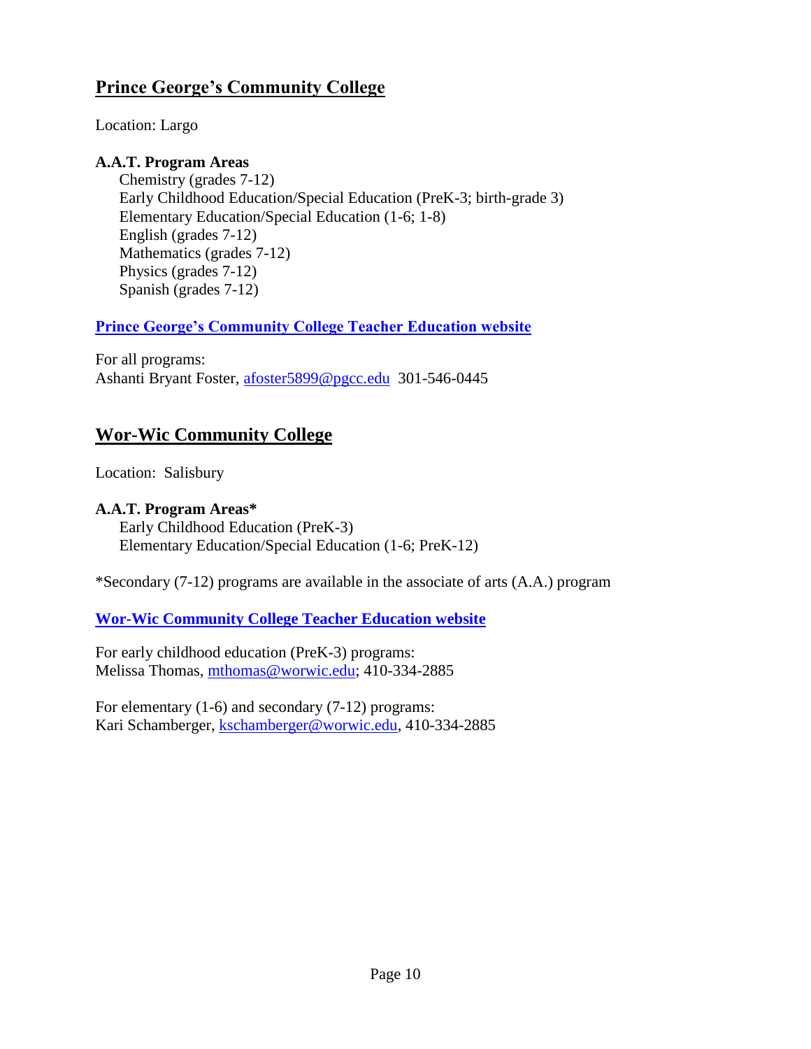## Prince George's Community College

Location: Largo

**A.A.T. Program Areas**

- Chemistry (grades 7-12)
- Early Childhood Education/Special Education (PreK-3; birth-grade 3)
- Elementary Education/Special Education (1-6; 1-8)
- English (grades 7-12)
- Mathematics (grades 7-12)
- Physics (grades 7-12)
- Spanish (grades 7-12)

**Prince George's Community College Teacher Education website**

For all programs:
Ashanti Bryant Foster, afoster5899@pgcc.edu 301-546-0445

## Wor-Wic Community College

Location: Salisbury

**A.A.T. Program Areas***

- Early Childhood Education (PreK-3)
- Elementary Education/Special Education (1-6; PreK-12)

*Secondary (7-12) programs are available in the associate of arts (A.A.) program

**Wor-Wic Community College Teacher Education website**

For early childhood education (PreK-3) programs:
Melissa Thomas, mthomas@worwic.edu; 410-334-2885

For elementary (1-6) and secondary (7-12) programs:
Kari Schamberger, kschamberger@worwic.edu, 410-334-2885